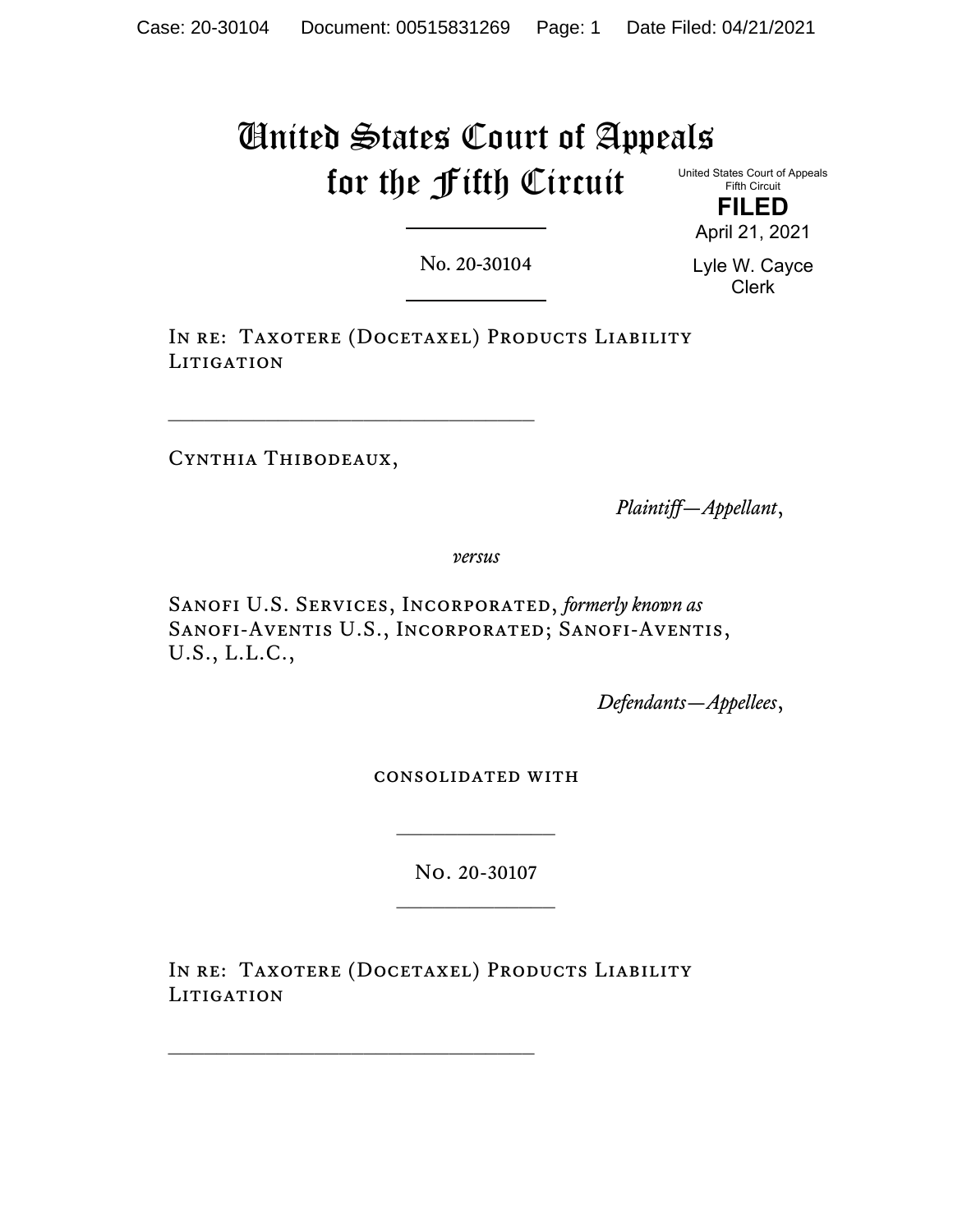# United States Court of Appeals for the Fifth Circuit

United States Court of Appeals
Fifth Circuit

**FILED**

April 21, 2021

Lyle W. Cayce
Clerk

No. 20-30104

---

In re: Taxotere (Docetaxel) Products Liability Litigation

---

Cynthia Thibodeaux,

*Plaintiff—Appellant*,

*versus*

Sanofi U.S. Services, Incorporated, *formerly known as* Sanofi-Aventis U.S., Incorporated; Sanofi-Aventis, U.S., L.L.C.,

*Defendants—Appellees*,

consolidated with

---

No. 20-30107

---

In re: Taxotere (Docetaxel) Products Liability Litigation

---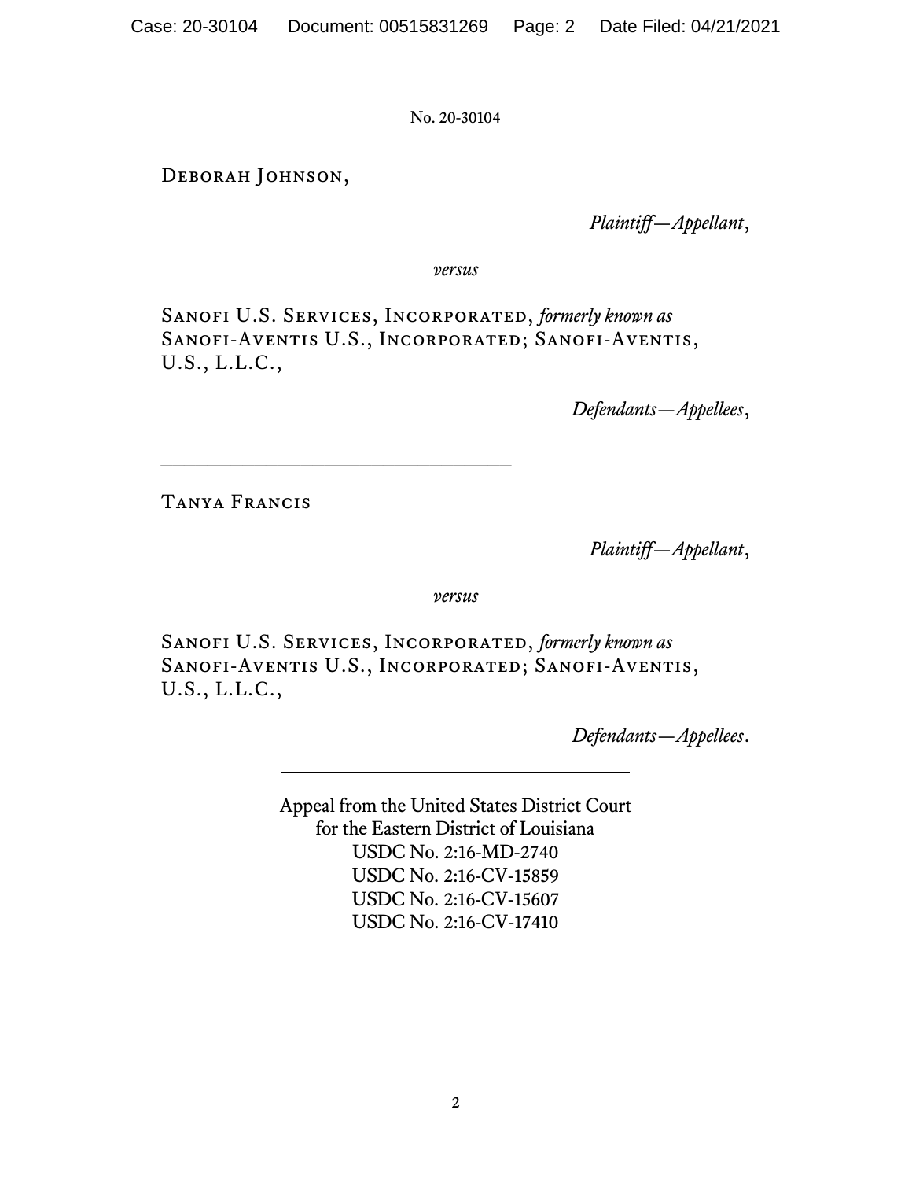No. 20-30104

Deborah Johnson,

*Plaintiff—Appellant*,

*versus*

Sanofi U.S. Services, Incorporated, *formerly known as* Sanofi-Aventis U.S., Incorporated; Sanofi-Aventis, U.S., L.L.C.,

*Defendants—Appellees*,

---

Tanya Francis

*Plaintiff—Appellant*,

*versus*

Sanofi U.S. Services, Incorporated, *formerly known as* Sanofi-Aventis U.S., Incorporated; Sanofi-Aventis, U.S., L.L.C.,

*Defendants—Appellees*.

---

Appeal from the United States District Court
for the Eastern District of Louisiana
USDC No. 2:16-MD-2740
USDC No. 2:16-CV-15859
USDC No. 2:16-CV-15607
USDC No. 2:16-CV-17410

---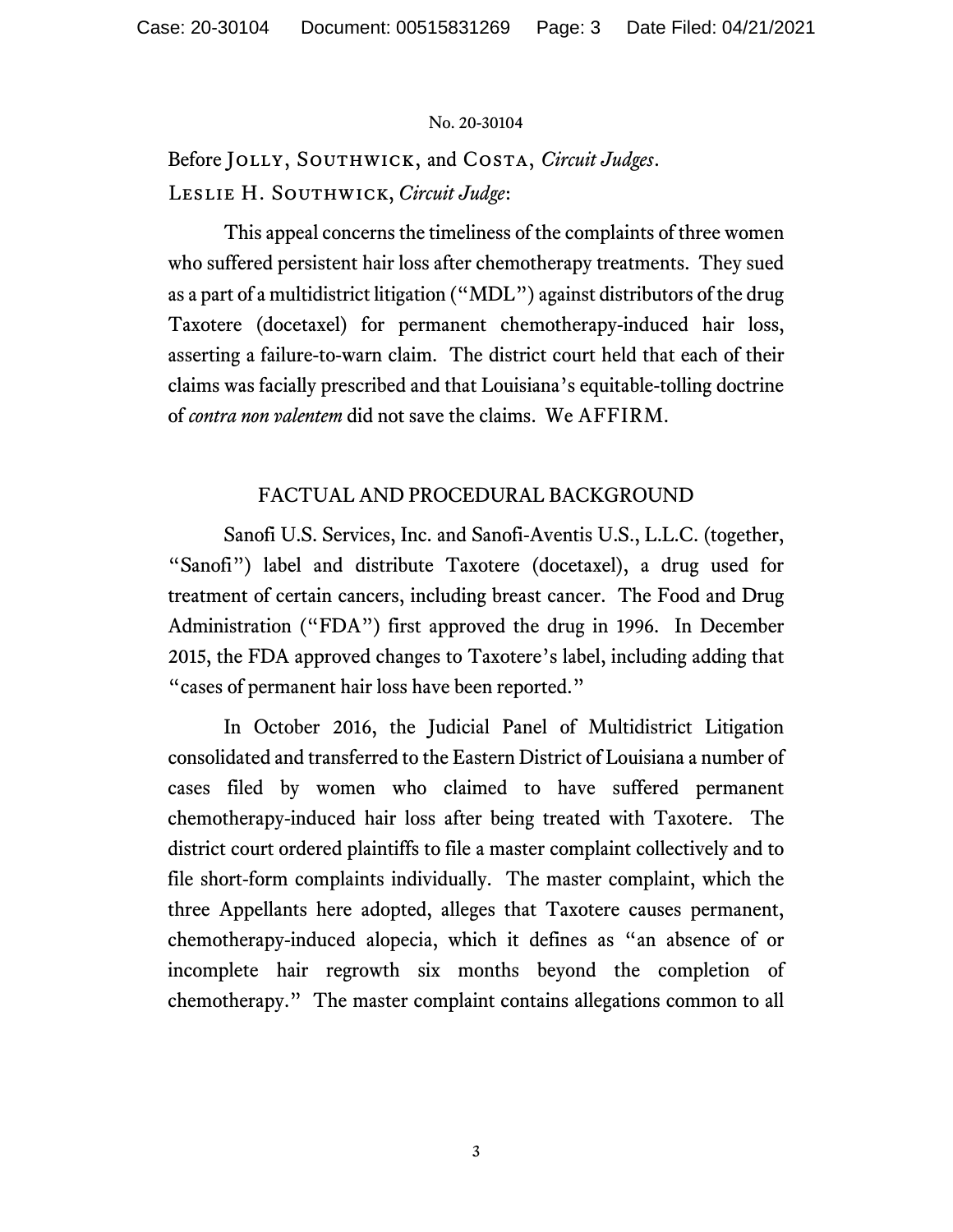Before Jolly, Southwick, and Costa, *Circuit Judges*.

Leslie H. Southwick, *Circuit Judge*:

This appeal concerns the timeliness of the complaints of three women who suffered persistent hair loss after chemotherapy treatments. They sued as a part of a multidistrict litigation ("MDL") against distributors of the drug Taxotere (docetaxel) for permanent chemotherapy-induced hair loss, asserting a failure-to-warn claim. The district court held that each of their claims was facially prescribed and that Louisiana's equitable-tolling doctrine of *contra non valentem* did not save the claims. We AFFIRM.

## FACTUAL AND PROCEDURAL BACKGROUND

Sanofi U.S. Services, Inc. and Sanofi-Aventis U.S., L.L.C. (together, "Sanofi") label and distribute Taxotere (docetaxel), a drug used for treatment of certain cancers, including breast cancer. The Food and Drug Administration ("FDA") first approved the drug in 1996. In December 2015, the FDA approved changes to Taxotere's label, including adding that "cases of permanent hair loss have been reported."

In October 2016, the Judicial Panel of Multidistrict Litigation consolidated and transferred to the Eastern District of Louisiana a number of cases filed by women who claimed to have suffered permanent chemotherapy-induced hair loss after being treated with Taxotere. The district court ordered plaintiffs to file a master complaint collectively and to file short-form complaints individually. The master complaint, which the three Appellants here adopted, alleges that Taxotere causes permanent, chemotherapy-induced alopecia, which it defines as "an absence of or incomplete hair regrowth six months beyond the completion of chemotherapy." The master complaint contains allegations common to all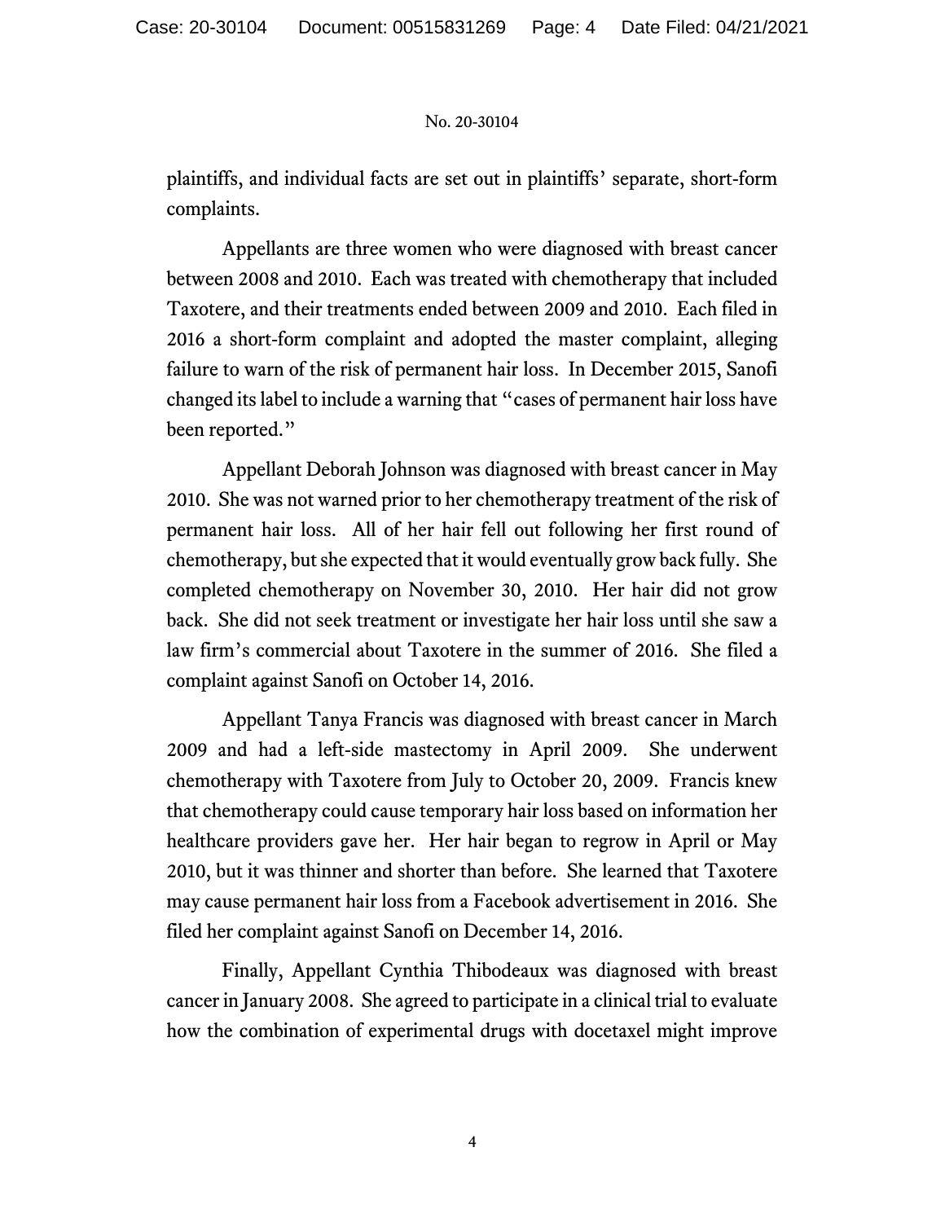plaintiffs, and individual facts are set out in plaintiffs' separate, short-form complaints.

Appellants are three women who were diagnosed with breast cancer between 2008 and 2010. Each was treated with chemotherapy that included Taxotere, and their treatments ended between 2009 and 2010. Each filed in 2016 a short-form complaint and adopted the master complaint, alleging failure to warn of the risk of permanent hair loss. In December 2015, Sanofi changed its label to include a warning that "cases of permanent hair loss have been reported."

Appellant Deborah Johnson was diagnosed with breast cancer in May 2010. She was not warned prior to her chemotherapy treatment of the risk of permanent hair loss. All of her hair fell out following her first round of chemotherapy, but she expected that it would eventually grow back fully. She completed chemotherapy on November 30, 2010. Her hair did not grow back. She did not seek treatment or investigate her hair loss until she saw a law firm's commercial about Taxotere in the summer of 2016. She filed a complaint against Sanofi on October 14, 2016.

Appellant Tanya Francis was diagnosed with breast cancer in March 2009 and had a left-side mastectomy in April 2009. She underwent chemotherapy with Taxotere from July to October 20, 2009. Francis knew that chemotherapy could cause temporary hair loss based on information her healthcare providers gave her. Her hair began to regrow in April or May 2010, but it was thinner and shorter than before. She learned that Taxotere may cause permanent hair loss from a Facebook advertisement in 2016. She filed her complaint against Sanofi on December 14, 2016.

Finally, Appellant Cynthia Thibodeaux was diagnosed with breast cancer in January 2008. She agreed to participate in a clinical trial to evaluate how the combination of experimental drugs with docetaxel might improve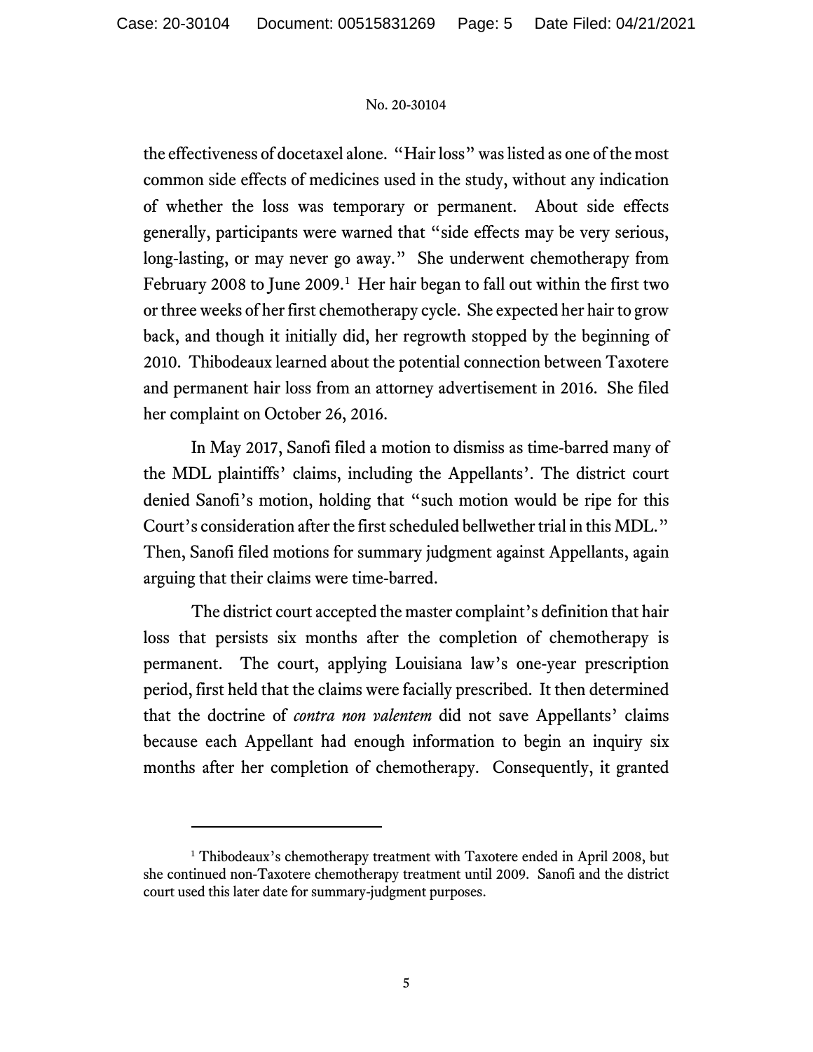the effectiveness of docetaxel alone. "Hair loss" was listed as one of the most common side effects of medicines used in the study, without any indication of whether the loss was temporary or permanent. About side effects generally, participants were warned that "side effects may be very serious, long-lasting, or may never go away." She underwent chemotherapy from February 2008 to June 2009.[1] Her hair began to fall out within the first two or three weeks of her first chemotherapy cycle. She expected her hair to grow back, and though it initially did, her regrowth stopped by the beginning of 2010. Thibodeaux learned about the potential connection between Taxotere and permanent hair loss from an attorney advertisement in 2016. She filed her complaint on October 26, 2016.

In May 2017, Sanofi filed a motion to dismiss as time-barred many of the MDL plaintiffs' claims, including the Appellants'. The district court denied Sanofi's motion, holding that "such motion would be ripe for this Court's consideration after the first scheduled bellwether trial in this MDL." Then, Sanofi filed motions for summary judgment against Appellants, again arguing that their claims were time-barred.

The district court accepted the master complaint's definition that hair loss that persists six months after the completion of chemotherapy is permanent. The court, applying Louisiana law's one-year prescription period, first held that the claims were facially prescribed. It then determined that the doctrine of *contra non valentem* did not save Appellants' claims because each Appellant had enough information to begin an inquiry six months after her completion of chemotherapy. Consequently, it granted

---

[1] Thibodeaux's chemotherapy treatment with Taxotere ended in April 2008, but she continued non-Taxotere chemotherapy treatment until 2009. Sanofi and the district court used this later date for summary-judgment purposes.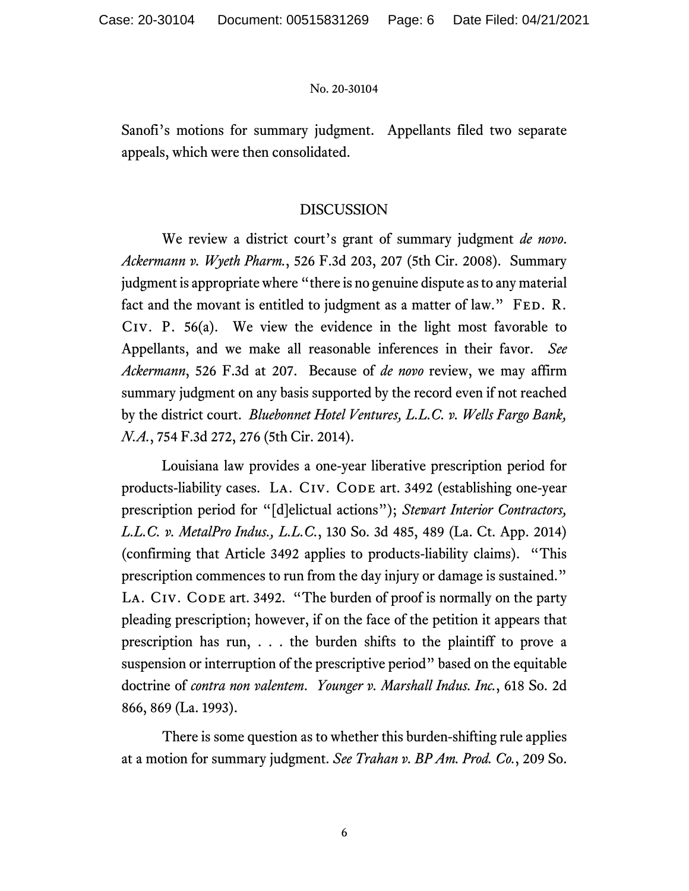Sanofi's motions for summary judgment. Appellants filed two separate appeals, which were then consolidated.

## DISCUSSION

We review a district court's grant of summary judgment *de novo*. *Ackermann v. Wyeth Pharm.*, 526 F.3d 203, 207 (5th Cir. 2008). Summary judgment is appropriate where "there is no genuine dispute as to any material fact and the movant is entitled to judgment as a matter of law." Fed. R. Civ. P. 56(a). We view the evidence in the light most favorable to Appellants, and we make all reasonable inferences in their favor. *See Ackermann*, 526 F.3d at 207. Because of *de novo* review, we may affirm summary judgment on any basis supported by the record even if not reached by the district court. *Bluebonnet Hotel Ventures, L.L.C. v. Wells Fargo Bank, N.A.*, 754 F.3d 272, 276 (5th Cir. 2014).

Louisiana law provides a one-year liberative prescription period for products-liability cases. La. Civ. Code art. 3492 (establishing one-year prescription period for "[d]elictual actions"); *Stewart Interior Contractors, L.L.C. v. MetalPro Indus., L.L.C.*, 130 So. 3d 485, 489 (La. Ct. App. 2014) (confirming that Article 3492 applies to products-liability claims). "This prescription commences to run from the day injury or damage is sustained." La. Civ. Code art. 3492. "The burden of proof is normally on the party pleading prescription; however, if on the face of the petition it appears that prescription has run, . . . the burden shifts to the plaintiff to prove a suspension or interruption of the prescriptive period" based on the equitable doctrine of *contra non valentem*. *Younger v. Marshall Indus. Inc.*, 618 So. 2d 866, 869 (La. 1993).

There is some question as to whether this burden-shifting rule applies at a motion for summary judgment. *See Trahan v. BP Am. Prod. Co.*, 209 So.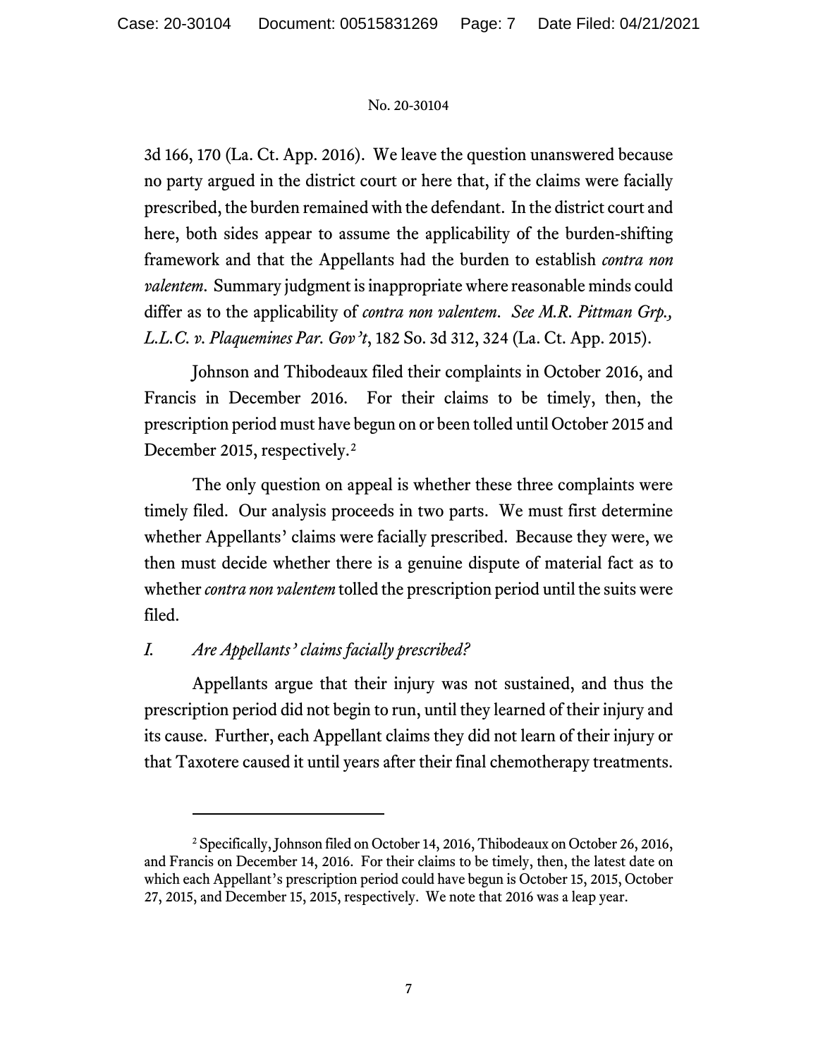3d 166, 170 (La. Ct. App. 2016). We leave the question unanswered because no party argued in the district court or here that, if the claims were facially prescribed, the burden remained with the defendant. In the district court and here, both sides appear to assume the applicability of the burden-shifting framework and that the Appellants had the burden to establish *contra non valentem*. Summary judgment is inappropriate where reasonable minds could differ as to the applicability of *contra non valentem*. *See M.R. Pittman Grp., L.L.C. v. Plaquemines Par. Gov't*, 182 So. 3d 312, 324 (La. Ct. App. 2015).

Johnson and Thibodeaux filed their complaints in October 2016, and Francis in December 2016. For their claims to be timely, then, the prescription period must have begun on or been tolled until October 2015 and December 2015, respectively.[2]

The only question on appeal is whether these three complaints were timely filed. Our analysis proceeds in two parts. We must first determine whether Appellants' claims were facially prescribed. Because they were, we then must decide whether there is a genuine dispute of material fact as to whether *contra non valentem* tolled the prescription period until the suits were filed.

## *I. Are Appellants' claims facially prescribed?*

Appellants argue that their injury was not sustained, and thus the prescription period did not begin to run, until they learned of their injury and its cause. Further, each Appellant claims they did not learn of their injury or that Taxotere caused it until years after their final chemotherapy treatments.

---

[2] Specifically, Johnson filed on October 14, 2016, Thibodeaux on October 26, 2016, and Francis on December 14, 2016. For their claims to be timely, then, the latest date on which each Appellant's prescription period could have begun is October 15, 2015, October 27, 2015, and December 15, 2015, respectively. We note that 2016 was a leap year.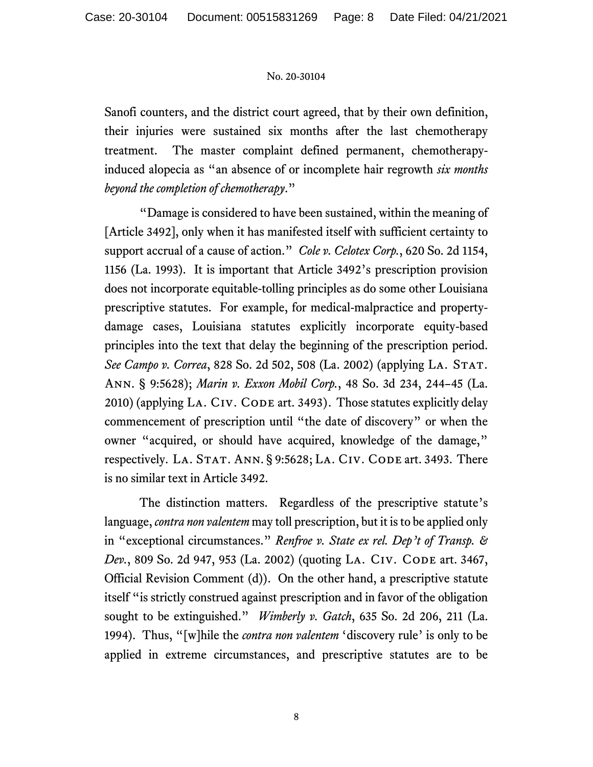Sanofi counters, and the district court agreed, that by their own definition, their injuries were sustained six months after the last chemotherapy treatment. The master complaint defined permanent, chemotherapy-induced alopecia as "an absence of or incomplete hair regrowth *six months beyond the completion of chemotherapy*."

"Damage is considered to have been sustained, within the meaning of [Article 3492], only when it has manifested itself with sufficient certainty to support accrual of a cause of action." *Cole v. Celotex Corp.*, 620 So. 2d 1154, 1156 (La. 1993). It is important that Article 3492's prescription provision does not incorporate equitable-tolling principles as do some other Louisiana prescriptive statutes. For example, for medical-malpractice and property-damage cases, Louisiana statutes explicitly incorporate equity-based principles into the text that delay the beginning of the prescription period. *See Campo v. Correa*, 828 So. 2d 502, 508 (La. 2002) (applying LA. STAT. ANN. § 9:5628); *Marin v. Exxon Mobil Corp.*, 48 So. 3d 234, 244–45 (La. 2010) (applying LA. CIV. CODE art. 3493). Those statutes explicitly delay commencement of prescription until "the date of discovery" or when the owner "acquired, or should have acquired, knowledge of the damage," respectively. LA. STAT. ANN. § 9:5628; LA. CIV. CODE art. 3493. There is no similar text in Article 3492.

The distinction matters. Regardless of the prescriptive statute's language, *contra non valentem* may toll prescription, but it is to be applied only in "exceptional circumstances." *Renfroe v. State ex rel. Dep't of Transp. & Dev.*, 809 So. 2d 947, 953 (La. 2002) (quoting LA. CIV. CODE art. 3467, Official Revision Comment (d)). On the other hand, a prescriptive statute itself "is strictly construed against prescription and in favor of the obligation sought to be extinguished." *Wimberly v. Gatch*, 635 So. 2d 206, 211 (La. 1994). Thus, "[w]hile the *contra non valentem* 'discovery rule' is only to be applied in extreme circumstances, and prescriptive statutes are to be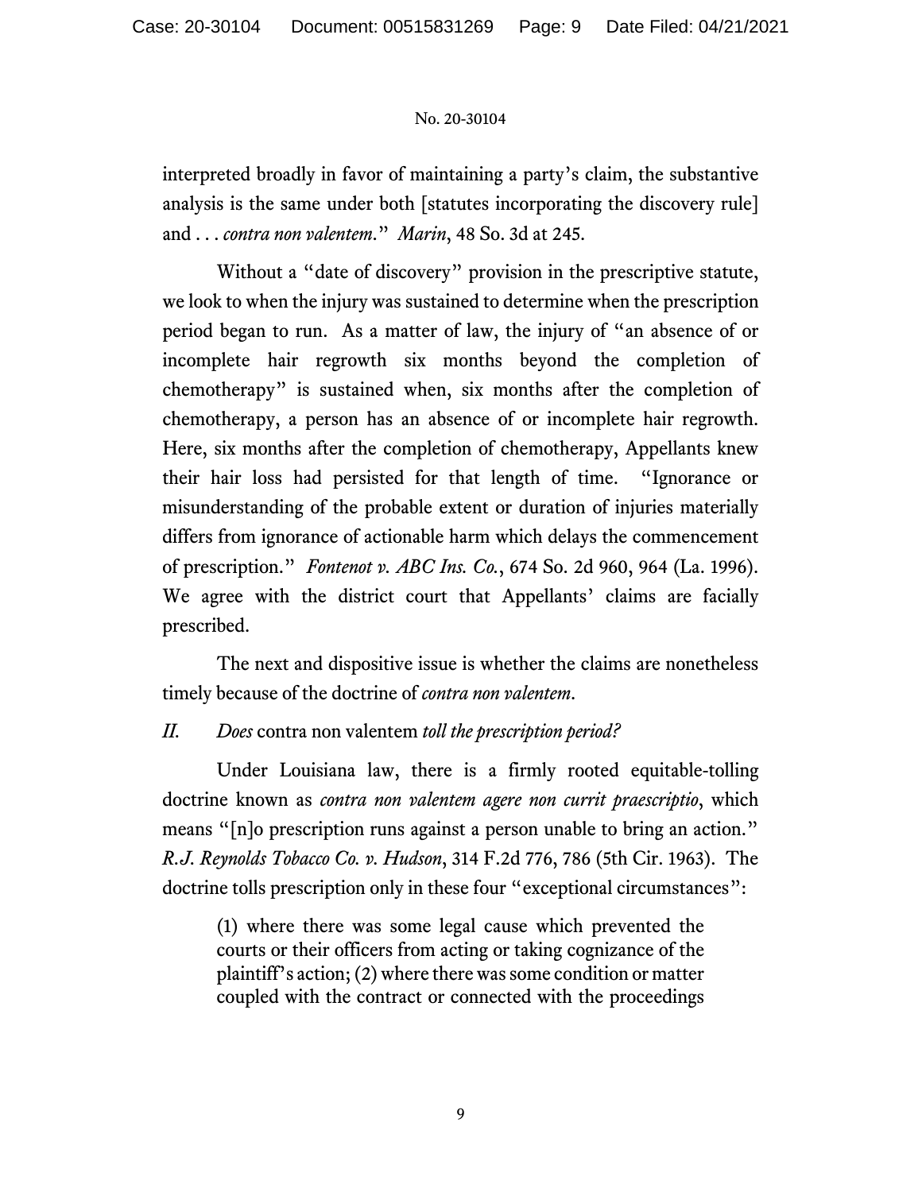interpreted broadly in favor of maintaining a party's claim, the substantive analysis is the same under both [statutes incorporating the discovery rule] and . . . *contra non valentem*." *Marin*, 48 So. 3d at 245.

Without a "date of discovery" provision in the prescriptive statute, we look to when the injury was sustained to determine when the prescription period began to run. As a matter of law, the injury of "an absence of or incomplete hair regrowth six months beyond the completion of chemotherapy" is sustained when, six months after the completion of chemotherapy, a person has an absence of or incomplete hair regrowth. Here, six months after the completion of chemotherapy, Appellants knew their hair loss had persisted for that length of time. "Ignorance or misunderstanding of the probable extent or duration of injuries materially differs from ignorance of actionable harm which delays the commencement of prescription." *Fontenot v. ABC Ins. Co.*, 674 So. 2d 960, 964 (La. 1996). We agree with the district court that Appellants' claims are facially prescribed.

The next and dispositive issue is whether the claims are nonetheless timely because of the doctrine of *contra non valentem*.

*II. Does* contra non valentem *toll the prescription period?*

Under Louisiana law, there is a firmly rooted equitable-tolling doctrine known as *contra non valentem agere non currit praescriptio*, which means "[n]o prescription runs against a person unable to bring an action." *R.J. Reynolds Tobacco Co. v. Hudson*, 314 F.2d 776, 786 (5th Cir. 1963). The doctrine tolls prescription only in these four "exceptional circumstances":

> (1) where there was some legal cause which prevented the courts or their officers from acting or taking cognizance of the plaintiff's action; (2) where there was some condition or matter coupled with the contract or connected with the proceedings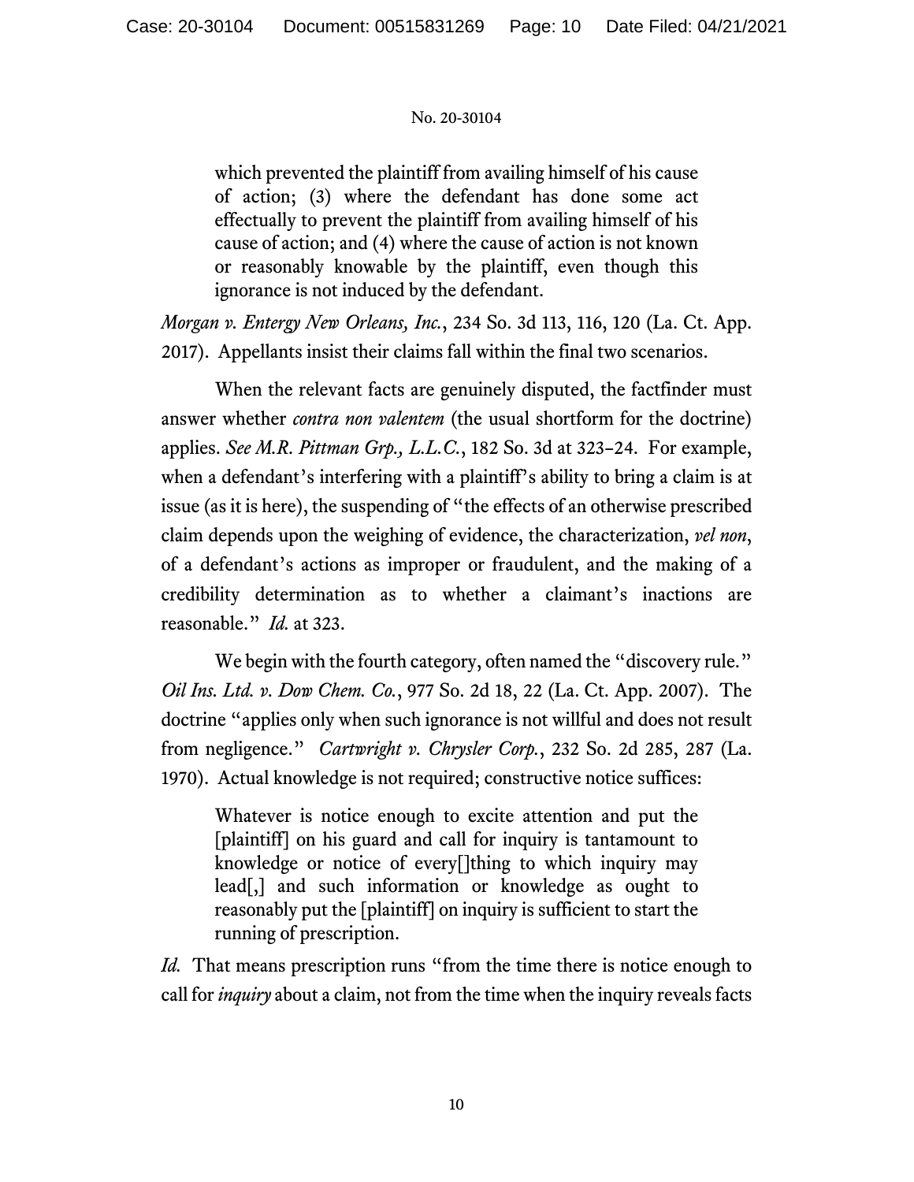> which prevented the plaintiff from availing himself of his cause of action; (3) where the defendant has done some act effectually to prevent the plaintiff from availing himself of his cause of action; and (4) where the cause of action is not known or reasonably knowable by the plaintiff, even though this ignorance is not induced by the defendant.

*Morgan v. Entergy New Orleans, Inc.*, 234 So. 3d 113, 116, 120 (La. Ct. App. 2017). Appellants insist their claims fall within the final two scenarios.

When the relevant facts are genuinely disputed, the factfinder must answer whether *contra non valentem* (the usual shortform for the doctrine) applies. *See M.R. Pittman Grp., L.L.C.*, 182 So. 3d at 323–24. For example, when a defendant's interfering with a plaintiff's ability to bring a claim is at issue (as it is here), the suspending of "the effects of an otherwise prescribed claim depends upon the weighing of evidence, the characterization, *vel non*, of a defendant's actions as improper or fraudulent, and the making of a credibility determination as to whether a claimant's inactions are reasonable." *Id.* at 323.

We begin with the fourth category, often named the "discovery rule." *Oil Ins. Ltd. v. Dow Chem. Co.*, 977 So. 2d 18, 22 (La. Ct. App. 2007). The doctrine "applies only when such ignorance is not willful and does not result from negligence." *Cartwright v. Chrysler Corp.*, 232 So. 2d 285, 287 (La. 1970). Actual knowledge is not required; constructive notice suffices:

> Whatever is notice enough to excite attention and put the [plaintiff] on his guard and call for inquiry is tantamount to knowledge or notice of every[]thing to which inquiry may lead[,] and such information or knowledge as ought to reasonably put the [plaintiff] on inquiry is sufficient to start the running of prescription.

*Id.* That means prescription runs "from the time there is notice enough to call for *inquiry* about a claim, not from the time when the inquiry reveals facts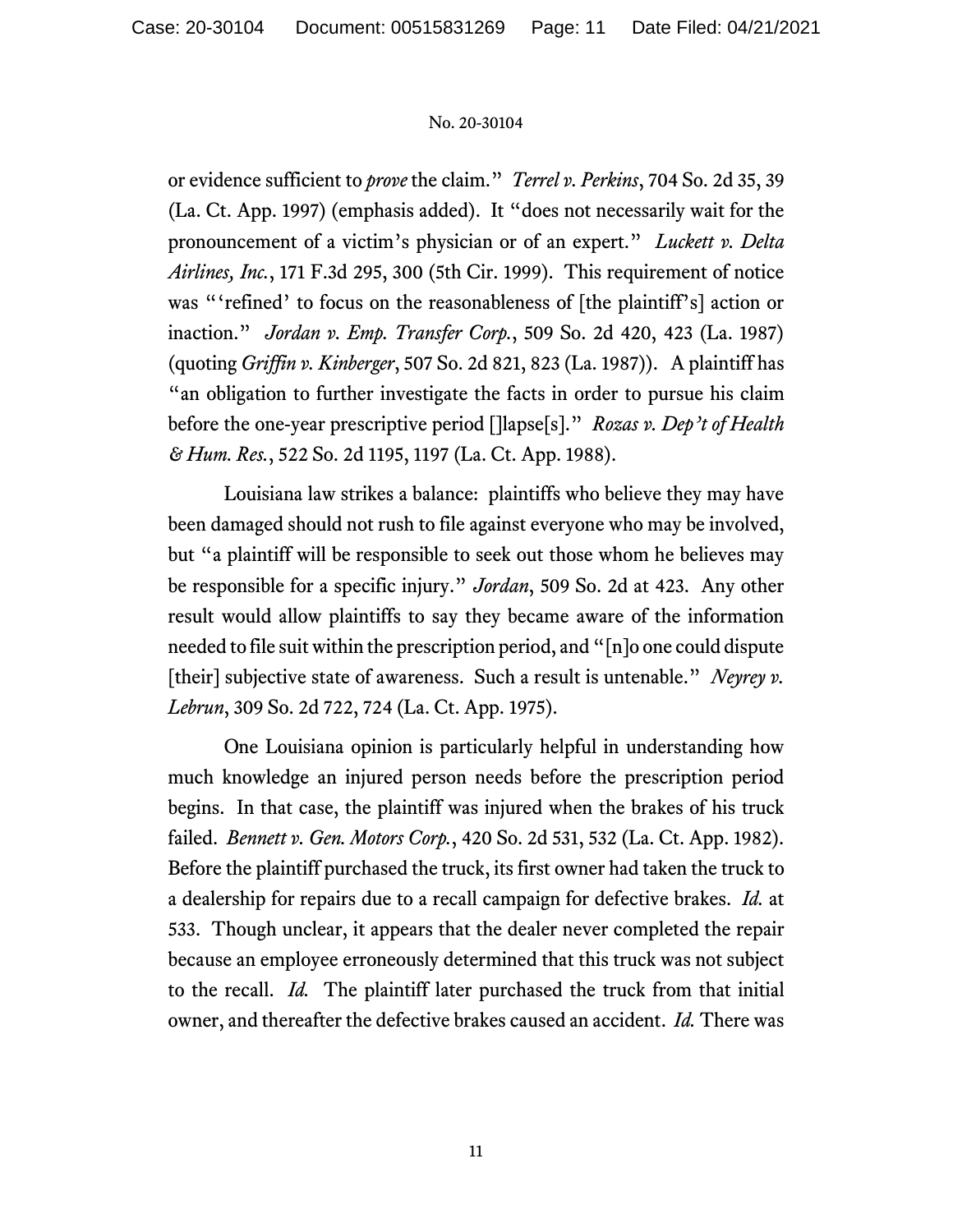or evidence sufficient to *prove* the claim." *Terrel v. Perkins*, 704 So. 2d 35, 39 (La. Ct. App. 1997) (emphasis added). It "does not necessarily wait for the pronouncement of a victim's physician or of an expert." *Luckett v. Delta Airlines, Inc.*, 171 F.3d 295, 300 (5th Cir. 1999). This requirement of notice was "'refined' to focus on the reasonableness of [the plaintiff's] action or inaction." *Jordan v. Emp. Transfer Corp.*, 509 So. 2d 420, 423 (La. 1987) (quoting *Griffin v. Kinberger*, 507 So. 2d 821, 823 (La. 1987)). A plaintiff has "an obligation to further investigate the facts in order to pursue his claim before the one-year prescriptive period []lapse[s]." *Rozas v. Dep't of Health & Hum. Res.*, 522 So. 2d 1195, 1197 (La. Ct. App. 1988).

Louisiana law strikes a balance: plaintiffs who believe they may have been damaged should not rush to file against everyone who may be involved, but "a plaintiff will be responsible to seek out those whom he believes may be responsible for a specific injury." *Jordan*, 509 So. 2d at 423. Any other result would allow plaintiffs to say they became aware of the information needed to file suit within the prescription period, and "[n]o one could dispute [their] subjective state of awareness. Such a result is untenable." *Neyrey v. Lebrun*, 309 So. 2d 722, 724 (La. Ct. App. 1975).

One Louisiana opinion is particularly helpful in understanding how much knowledge an injured person needs before the prescription period begins. In that case, the plaintiff was injured when the brakes of his truck failed. *Bennett v. Gen. Motors Corp.*, 420 So. 2d 531, 532 (La. Ct. App. 1982). Before the plaintiff purchased the truck, its first owner had taken the truck to a dealership for repairs due to a recall campaign for defective brakes. *Id.* at 533. Though unclear, it appears that the dealer never completed the repair because an employee erroneously determined that this truck was not subject to the recall. *Id.* The plaintiff later purchased the truck from that initial owner, and thereafter the defective brakes caused an accident. *Id.* There was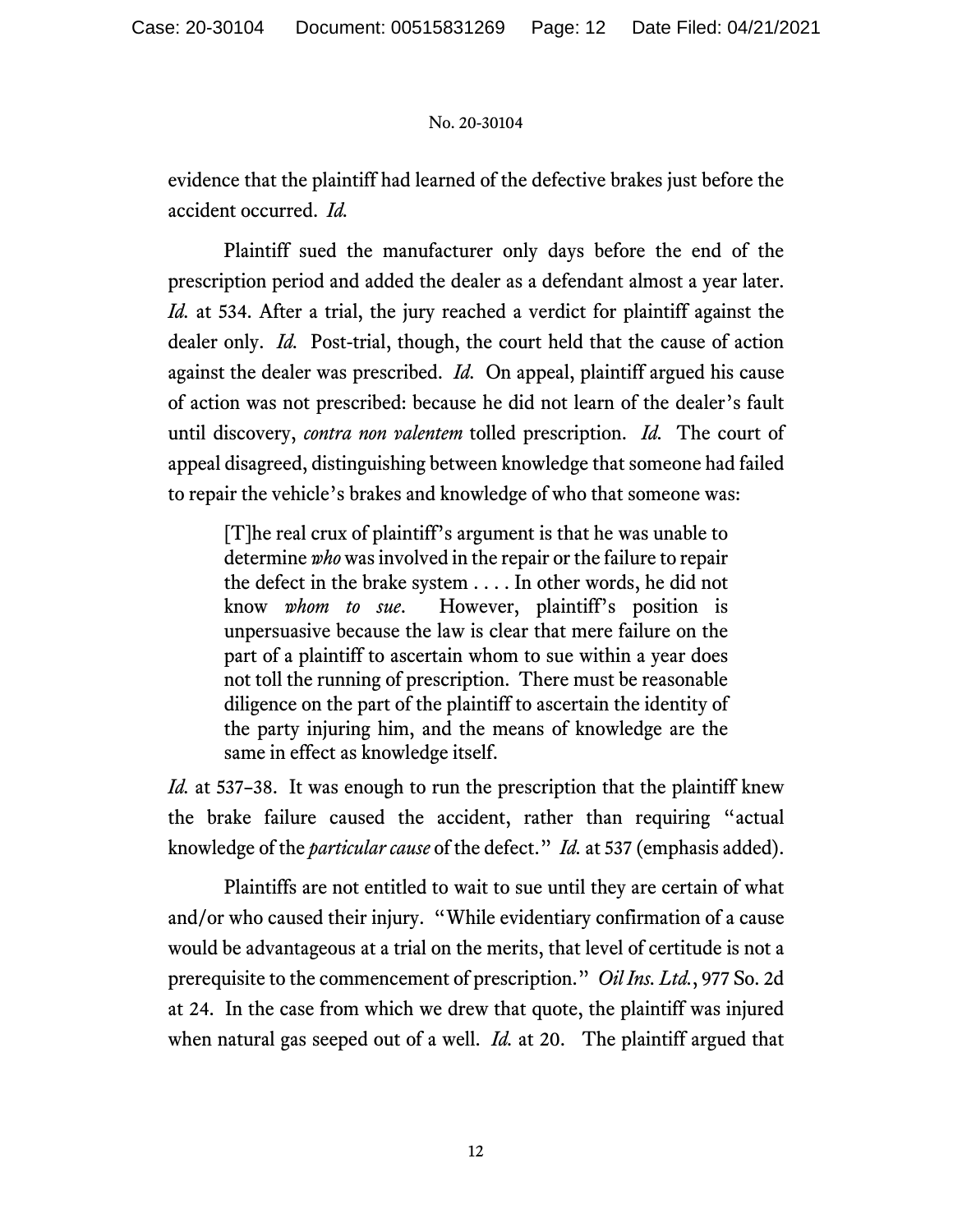evidence that the plaintiff had learned of the defective brakes just before the accident occurred. *Id.*

Plaintiff sued the manufacturer only days before the end of the prescription period and added the dealer as a defendant almost a year later. *Id.* at 534. After a trial, the jury reached a verdict for plaintiff against the dealer only. *Id.* Post-trial, though, the court held that the cause of action against the dealer was prescribed. *Id.* On appeal, plaintiff argued his cause of action was not prescribed: because he did not learn of the dealer's fault until discovery, *contra non valentem* tolled prescription. *Id.* The court of appeal disagreed, distinguishing between knowledge that someone had failed to repair the vehicle's brakes and knowledge of who that someone was:

> [T]he real crux of plaintiff's argument is that he was unable to determine *who* was involved in the repair or the failure to repair the defect in the brake system . . . . In other words, he did not know *whom to sue*. However, plaintiff's position is unpersuasive because the law is clear that mere failure on the part of a plaintiff to ascertain whom to sue within a year does not toll the running of prescription. There must be reasonable diligence on the part of the plaintiff to ascertain the identity of the party injuring him, and the means of knowledge are the same in effect as knowledge itself.

*Id.* at 537–38. It was enough to run the prescription that the plaintiff knew the brake failure caused the accident, rather than requiring "actual knowledge of the *particular cause* of the defect." *Id.* at 537 (emphasis added).

Plaintiffs are not entitled to wait to sue until they are certain of what and/or who caused their injury. "While evidentiary confirmation of a cause would be advantageous at a trial on the merits, that level of certitude is not a prerequisite to the commencement of prescription." *Oil Ins. Ltd.*, 977 So. 2d at 24. In the case from which we drew that quote, the plaintiff was injured when natural gas seeped out of a well. *Id.* at 20. The plaintiff argued that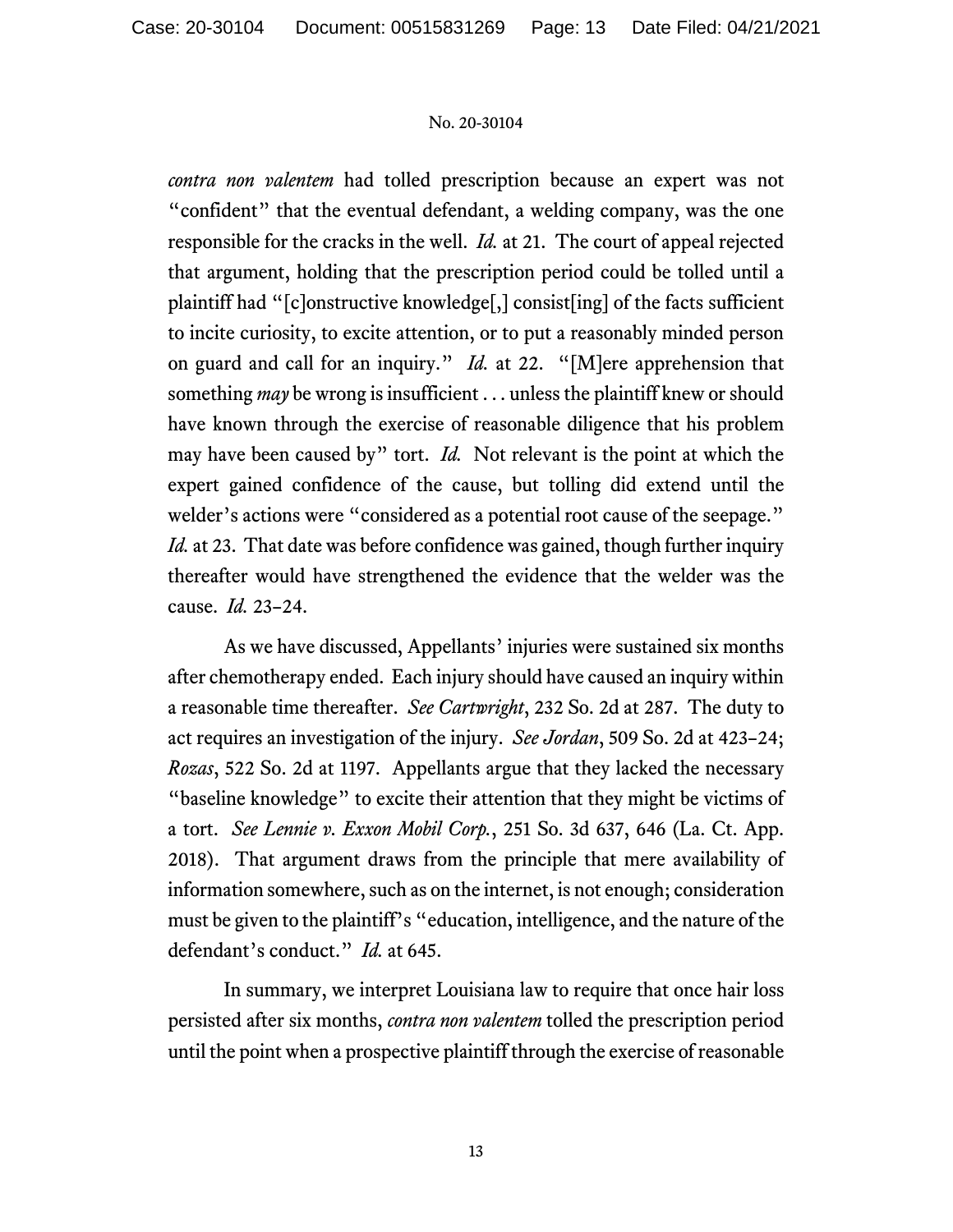*contra non valentem* had tolled prescription because an expert was not "confident" that the eventual defendant, a welding company, was the one responsible for the cracks in the well. *Id.* at 21. The court of appeal rejected that argument, holding that the prescription period could be tolled until a plaintiff had "[c]onstructive knowledge[,] consist[ing] of the facts sufficient to incite curiosity, to excite attention, or to put a reasonably minded person on guard and call for an inquiry." *Id.* at 22. "[M]ere apprehension that something *may* be wrong is insufficient . . . unless the plaintiff knew or should have known through the exercise of reasonable diligence that his problem may have been caused by" tort. *Id.* Not relevant is the point at which the expert gained confidence of the cause, but tolling did extend until the welder's actions were "considered as a potential root cause of the seepage." *Id.* at 23. That date was before confidence was gained, though further inquiry thereafter would have strengthened the evidence that the welder was the cause. *Id.* 23–24.

As we have discussed, Appellants' injuries were sustained six months after chemotherapy ended. Each injury should have caused an inquiry within a reasonable time thereafter. *See Cartwright*, 232 So. 2d at 287. The duty to act requires an investigation of the injury. *See Jordan*, 509 So. 2d at 423–24; *Rozas*, 522 So. 2d at 1197. Appellants argue that they lacked the necessary "baseline knowledge" to excite their attention that they might be victims of a tort. *See Lennie v. Exxon Mobil Corp.*, 251 So. 3d 637, 646 (La. Ct. App. 2018). That argument draws from the principle that mere availability of information somewhere, such as on the internet, is not enough; consideration must be given to the plaintiff's "education, intelligence, and the nature of the defendant's conduct." *Id.* at 645.

In summary, we interpret Louisiana law to require that once hair loss persisted after six months, *contra non valentem* tolled the prescription period until the point when a prospective plaintiff through the exercise of reasonable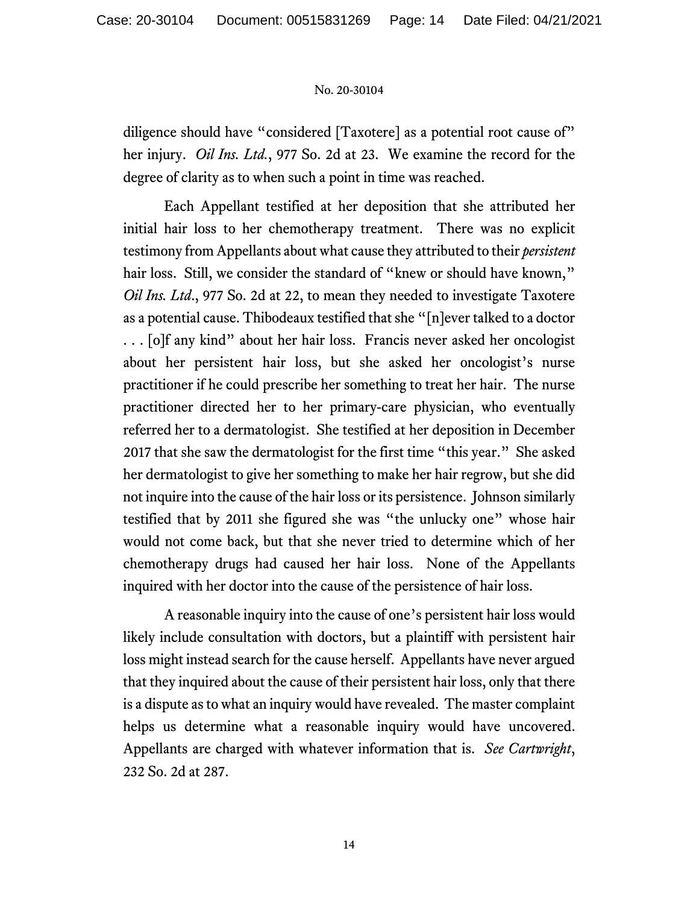diligence should have "considered [Taxotere] as a potential root cause of" her injury. *Oil Ins. Ltd.*, 977 So. 2d at 23. We examine the record for the degree of clarity as to when such a point in time was reached.

Each Appellant testified at her deposition that she attributed her initial hair loss to her chemotherapy treatment. There was no explicit testimony from Appellants about what cause they attributed to their *persistent* hair loss. Still, we consider the standard of "knew or should have known," *Oil Ins. Ltd.*, 977 So. 2d at 22, to mean they needed to investigate Taxotere as a potential cause. Thibodeaux testified that she "[n]ever talked to a doctor . . . [o]f any kind" about her hair loss. Francis never asked her oncologist about her persistent hair loss, but she asked her oncologist's nurse practitioner if he could prescribe her something to treat her hair. The nurse practitioner directed her to her primary-care physician, who eventually referred her to a dermatologist. She testified at her deposition in December 2017 that she saw the dermatologist for the first time "this year." She asked her dermatologist to give her something to make her hair regrow, but she did not inquire into the cause of the hair loss or its persistence. Johnson similarly testified that by 2011 she figured she was "the unlucky one" whose hair would not come back, but that she never tried to determine which of her chemotherapy drugs had caused her hair loss. None of the Appellants inquired with her doctor into the cause of the persistence of hair loss.

A reasonable inquiry into the cause of one's persistent hair loss would likely include consultation with doctors, but a plaintiff with persistent hair loss might instead search for the cause herself. Appellants have never argued that they inquired about the cause of their persistent hair loss, only that there is a dispute as to what an inquiry would have revealed. The master complaint helps us determine what a reasonable inquiry would have uncovered. Appellants are charged with whatever information that is. *See Cartwright*, 232 So. 2d at 287.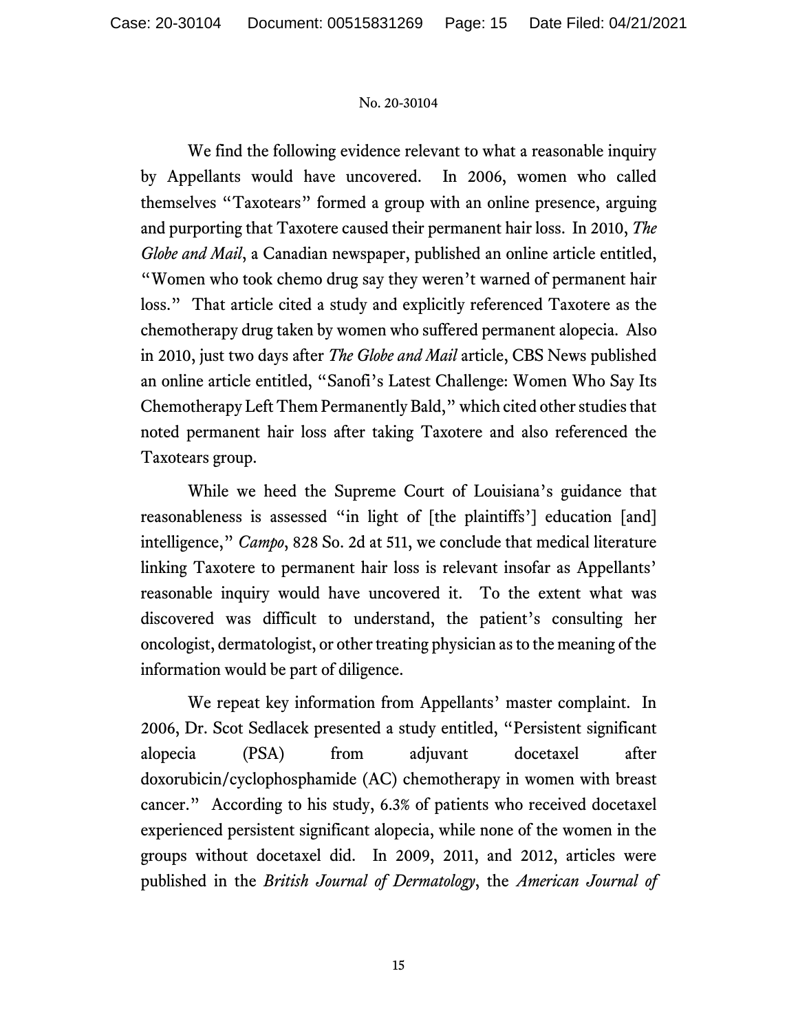We find the following evidence relevant to what a reasonable inquiry by Appellants would have uncovered. In 2006, women who called themselves "Taxotears" formed a group with an online presence, arguing and purporting that Taxotere caused their permanent hair loss. In 2010, *The Globe and Mail*, a Canadian newspaper, published an online article entitled, "Women who took chemo drug say they weren't warned of permanent hair loss." That article cited a study and explicitly referenced Taxotere as the chemotherapy drug taken by women who suffered permanent alopecia. Also in 2010, just two days after *The Globe and Mail* article, CBS News published an online article entitled, "Sanofi's Latest Challenge: Women Who Say Its Chemotherapy Left Them Permanently Bald," which cited other studies that noted permanent hair loss after taking Taxotere and also referenced the Taxotears group.

While we heed the Supreme Court of Louisiana's guidance that reasonableness is assessed "in light of [the plaintiffs'] education [and] intelligence," *Campo*, 828 So. 2d at 511, we conclude that medical literature linking Taxotere to permanent hair loss is relevant insofar as Appellants' reasonable inquiry would have uncovered it. To the extent what was discovered was difficult to understand, the patient's consulting her oncologist, dermatologist, or other treating physician as to the meaning of the information would be part of diligence.

We repeat key information from Appellants' master complaint. In 2006, Dr. Scot Sedlacek presented a study entitled, "Persistent significant alopecia (PSA) from adjuvant docetaxel after doxorubicin/cyclophosphamide (AC) chemotherapy in women with breast cancer." According to his study, 6.3% of patients who received docetaxel experienced persistent significant alopecia, while none of the women in the groups without docetaxel did. In 2009, 2011, and 2012, articles were published in the *British Journal of Dermatology*, the *American Journal of*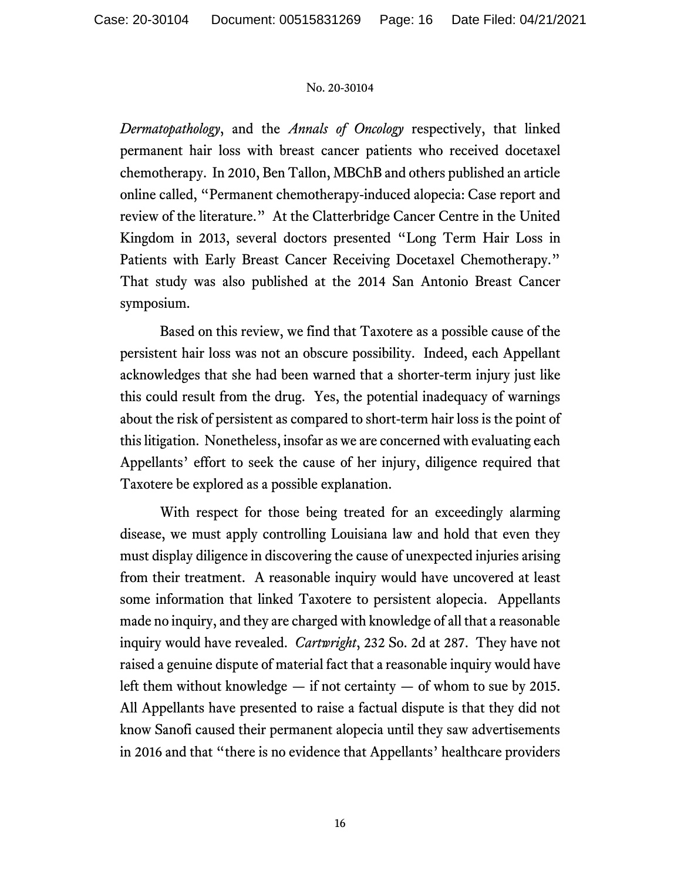*Dermatopathology*, and the *Annals of Oncology* respectively, that linked permanent hair loss with breast cancer patients who received docetaxel chemotherapy. In 2010, Ben Tallon, MBChB and others published an article online called, "Permanent chemotherapy-induced alopecia: Case report and review of the literature." At the Clatterbridge Cancer Centre in the United Kingdom in 2013, several doctors presented "Long Term Hair Loss in Patients with Early Breast Cancer Receiving Docetaxel Chemotherapy." That study was also published at the 2014 San Antonio Breast Cancer symposium.

Based on this review, we find that Taxotere as a possible cause of the persistent hair loss was not an obscure possibility. Indeed, each Appellant acknowledges that she had been warned that a shorter-term injury just like this could result from the drug. Yes, the potential inadequacy of warnings about the risk of persistent as compared to short-term hair loss is the point of this litigation. Nonetheless, insofar as we are concerned with evaluating each Appellants' effort to seek the cause of her injury, diligence required that Taxotere be explored as a possible explanation.

With respect for those being treated for an exceedingly alarming disease, we must apply controlling Louisiana law and hold that even they must display diligence in discovering the cause of unexpected injuries arising from their treatment. A reasonable inquiry would have uncovered at least some information that linked Taxotere to persistent alopecia. Appellants made no inquiry, and they are charged with knowledge of all that a reasonable inquiry would have revealed. *Cartwright*, 232 So. 2d at 287. They have not raised a genuine dispute of material fact that a reasonable inquiry would have left them without knowledge — if not certainty — of whom to sue by 2015. All Appellants have presented to raise a factual dispute is that they did not know Sanofi caused their permanent alopecia until they saw advertisements in 2016 and that "there is no evidence that Appellants' healthcare providers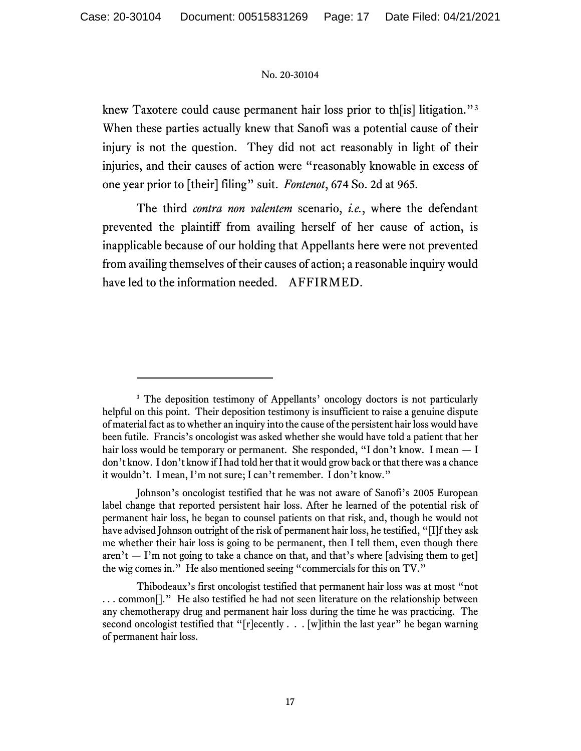knew Taxotere could cause permanent hair loss prior to th[is] litigation."[3] When these parties actually knew that Sanofi was a potential cause of their injury is not the question. They did not act reasonably in light of their injuries, and their causes of action were "reasonably knowable in excess of one year prior to [their] filing" suit. *Fontenot*, 674 So. 2d at 965.

The third *contra non valentem* scenario, *i.e.*, where the defendant prevented the plaintiff from availing herself of her cause of action, is inapplicable because of our holding that Appellants here were not prevented from availing themselves of their causes of action; a reasonable inquiry would have led to the information needed. AFFIRMED.

---

[3] The deposition testimony of Appellants' oncology doctors is not particularly helpful on this point. Their deposition testimony is insufficient to raise a genuine dispute of material fact as to whether an inquiry into the cause of the persistent hair loss would have been futile. Francis's oncologist was asked whether she would have told a patient that her hair loss would be temporary or permanent. She responded, "I don't know. I mean — I don't know. I don't know if I had told her that it would grow back or that there was a chance it wouldn't. I mean, I'm not sure; I can't remember. I don't know."

Johnson's oncologist testified that he was not aware of Sanofi's 2005 European label change that reported persistent hair loss. After he learned of the potential risk of permanent hair loss, he began to counsel patients on that risk, and, though he would not have advised Johnson outright of the risk of permanent hair loss, he testified, "[I]f they ask me whether their hair loss is going to be permanent, then I tell them, even though there aren't — I'm not going to take a chance on that, and that's where [advising them to get] the wig comes in." He also mentioned seeing "commercials for this on TV."

Thibodeaux's first oncologist testified that permanent hair loss was at most "not . . . common[]." He also testified he had not seen literature on the relationship between any chemotherapy drug and permanent hair loss during the time he was practicing. The second oncologist testified that "[r]ecently . . . [w]ithin the last year" he began warning of permanent hair loss.